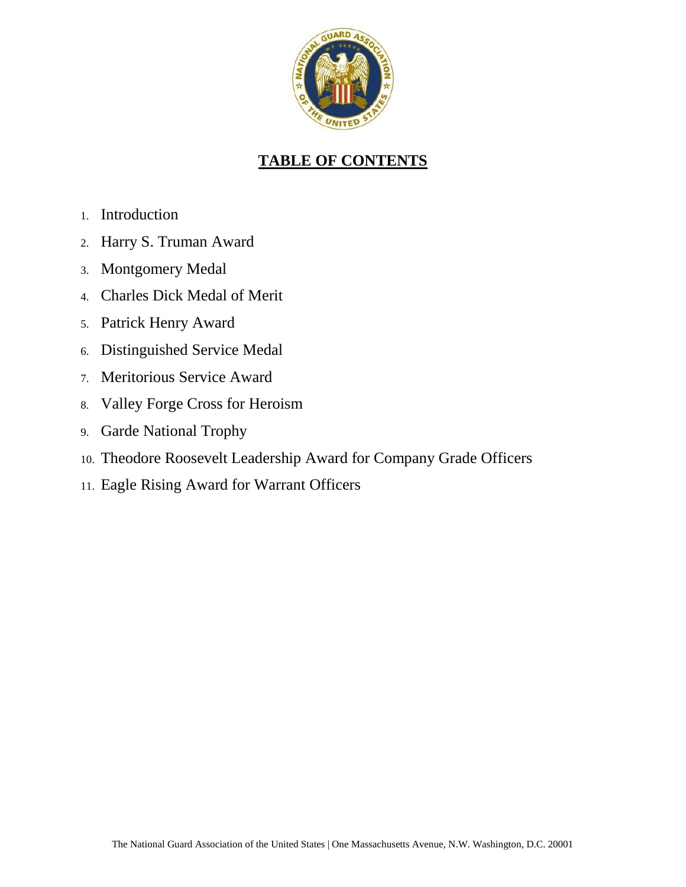# TABLE OF CONTENTS

1. Introduction
2. Harry S. Truman Award
3. Montgomery Medal
4. Charles Dick Medal of Merit
5. Patrick Henry Award
6. Distinguished Service Medal
7. Meritorious Service Award
8. Valley Forge Cross for Heroism
9. Garde National Trophy
10. Theodore Roosevelt Leadership Award for Company Grade Officers
11. Eagle Rising Award for Warrant Officers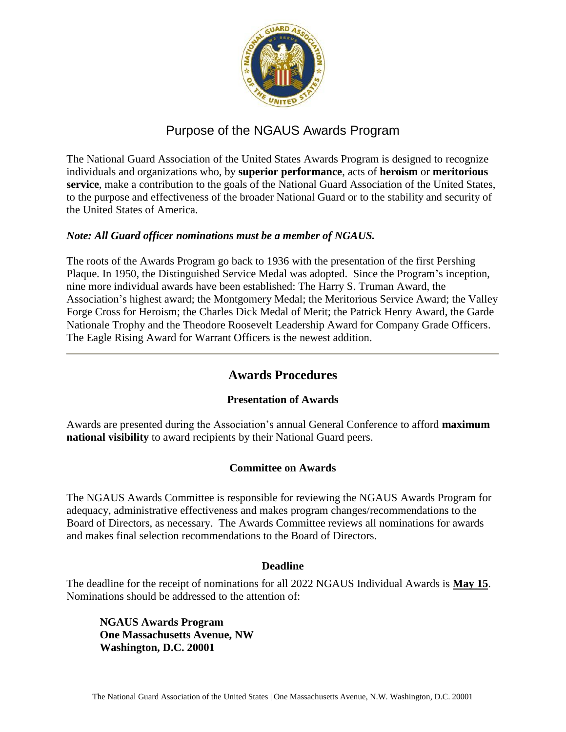# Purpose of the NGAUS Awards Program

The National Guard Association of the United States Awards Program is designed to recognize individuals and organizations who, by **superior performance**, acts of **heroism** or **meritorious service**, make a contribution to the goals of the National Guard Association of the United States, to the purpose and effectiveness of the broader National Guard or to the stability and security of the United States of America.

***Note: All Guard officer nominations must be a member of NGAUS.***

The roots of the Awards Program go back to 1936 with the presentation of the first Pershing Plaque. In 1950, the Distinguished Service Medal was adopted. Since the Program's inception, nine more individual awards have been established: The Harry S. Truman Award, the Association's highest award; the Montgomery Medal; the Meritorious Service Award; the Valley Forge Cross for Heroism; the Charles Dick Medal of Merit; the Patrick Henry Award, the Garde Nationale Trophy and the Theodore Roosevelt Leadership Award for Company Grade Officers. The Eagle Rising Award for Warrant Officers is the newest addition.

---

## Awards Procedures

### Presentation of Awards

Awards are presented during the Association's annual General Conference to afford **maximum national visibility** to award recipients by their National Guard peers.

### Committee on Awards

The NGAUS Awards Committee is responsible for reviewing the NGAUS Awards Program for adequacy, administrative effectiveness and makes program changes/recommendations to the Board of Directors, as necessary. The Awards Committee reviews all nominations for awards and makes final selection recommendations to the Board of Directors.

### Deadline

The deadline for the receipt of nominations for all 2022 NGAUS Individual Awards is **<u>May 15</u>**. Nominations should be addressed to the attention of:

**NGAUS Awards Program**
**One Massachusetts Avenue, NW**
**Washington, D.C. 20001**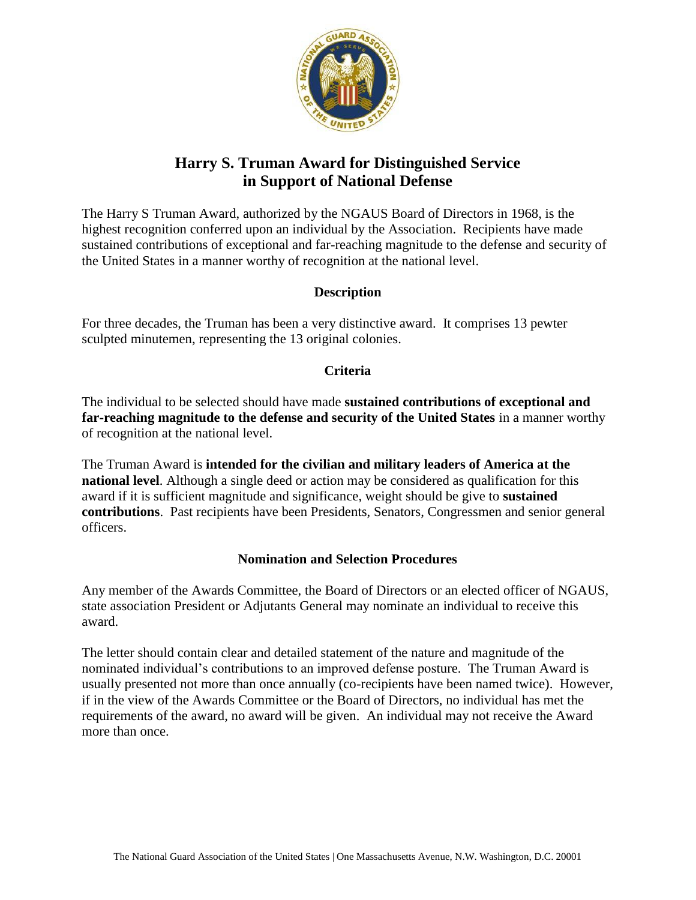# Harry S. Truman Award for Distinguished Service in Support of National Defense

The Harry S Truman Award, authorized by the NGAUS Board of Directors in 1968, is the highest recognition conferred upon an individual by the Association. Recipients have made sustained contributions of exceptional and far-reaching magnitude to the defense and security of the United States in a manner worthy of recognition at the national level.

## Description

For three decades, the Truman has been a very distinctive award. It comprises 13 pewter sculpted minutemen, representing the 13 original colonies.

## Criteria

The individual to be selected should have made **sustained contributions of exceptional and far-reaching magnitude to the defense and security of the United States** in a manner worthy of recognition at the national level.

The Truman Award is **intended for the civilian and military leaders of America at the national level**. Although a single deed or action may be considered as qualification for this award if it is sufficient magnitude and significance, weight should be give to **sustained contributions**. Past recipients have been Presidents, Senators, Congressmen and senior general officers.

## Nomination and Selection Procedures

Any member of the Awards Committee, the Board of Directors or an elected officer of NGAUS, state association President or Adjutants General may nominate an individual to receive this award.

The letter should contain clear and detailed statement of the nature and magnitude of the nominated individual's contributions to an improved defense posture. The Truman Award is usually presented not more than once annually (co-recipients have been named twice). However, if in the view of the Awards Committee or the Board of Directors, no individual has met the requirements of the award, no award will be given. An individual may not receive the Award more than once.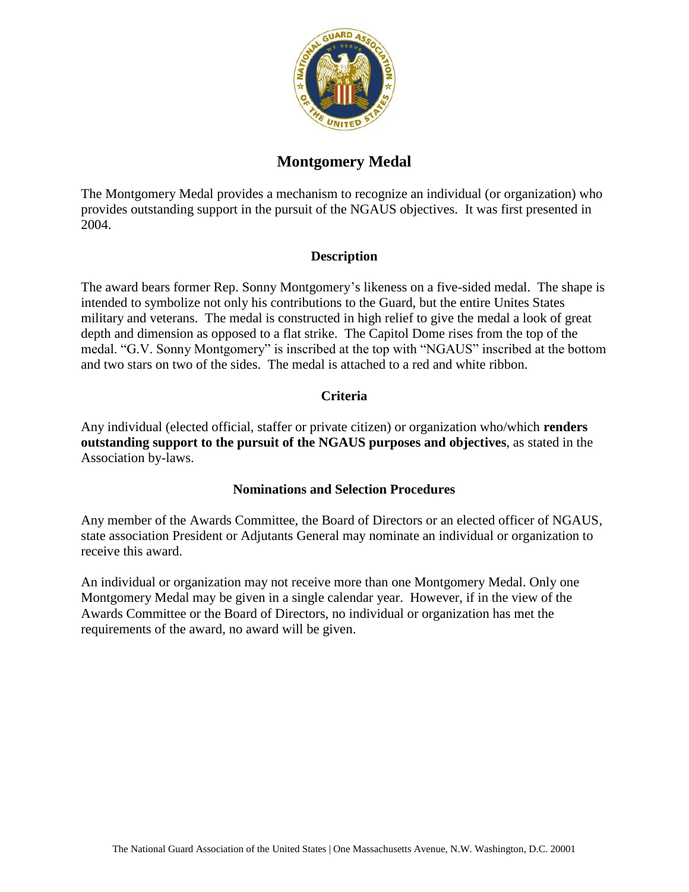# Montgomery Medal

The Montgomery Medal provides a mechanism to recognize an individual (or organization) who provides outstanding support in the pursuit of the NGAUS objectives. It was first presented in 2004.

## Description

The award bears former Rep. Sonny Montgomery's likeness on a five-sided medal. The shape is intended to symbolize not only his contributions to the Guard, but the entire Unites States military and veterans. The medal is constructed in high relief to give the medal a look of great depth and dimension as opposed to a flat strike. The Capitol Dome rises from the top of the medal. "G.V. Sonny Montgomery" is inscribed at the top with "NGAUS" inscribed at the bottom and two stars on two of the sides. The medal is attached to a red and white ribbon.

## Criteria

Any individual (elected official, staffer or private citizen) or organization who/which **renders outstanding support to the pursuit of the NGAUS purposes and objectives**, as stated in the Association by-laws.

## Nominations and Selection Procedures

Any member of the Awards Committee, the Board of Directors or an elected officer of NGAUS, state association President or Adjutants General may nominate an individual or organization to receive this award.

An individual or organization may not receive more than one Montgomery Medal. Only one Montgomery Medal may be given in a single calendar year. However, if in the view of the Awards Committee or the Board of Directors, no individual or organization has met the requirements of the award, no award will be given.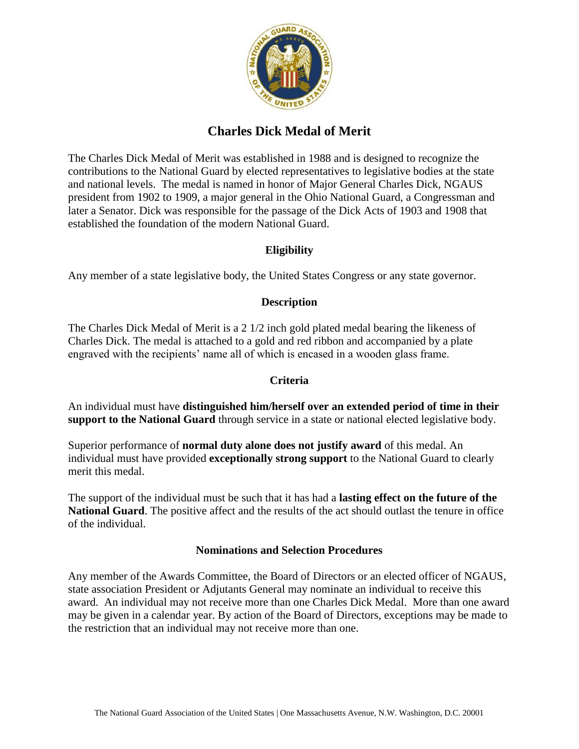# Charles Dick Medal of Merit

The Charles Dick Medal of Merit was established in 1988 and is designed to recognize the contributions to the National Guard by elected representatives to legislative bodies at the state and national levels. The medal is named in honor of Major General Charles Dick, NGAUS president from 1902 to 1909, a major general in the Ohio National Guard, a Congressman and later a Senator. Dick was responsible for the passage of the Dick Acts of 1903 and 1908 that established the foundation of the modern National Guard.

## Eligibility

Any member of a state legislative body, the United States Congress or any state governor.

## Description

The Charles Dick Medal of Merit is a 2 1/2 inch gold plated medal bearing the likeness of Charles Dick. The medal is attached to a gold and red ribbon and accompanied by a plate engraved with the recipients' name all of which is encased in a wooden glass frame.

## Criteria

An individual must have **distinguished him/herself over an extended period of time in their support to the National Guard** through service in a state or national elected legislative body.

Superior performance of **normal duty alone does not justify award** of this medal. An individual must have provided **exceptionally strong support** to the National Guard to clearly merit this medal.

The support of the individual must be such that it has had a **lasting effect on the future of the National Guard**. The positive affect and the results of the act should outlast the tenure in office of the individual.

## Nominations and Selection Procedures

Any member of the Awards Committee, the Board of Directors or an elected officer of NGAUS, state association President or Adjutants General may nominate an individual to receive this award. An individual may not receive more than one Charles Dick Medal. More than one award may be given in a calendar year. By action of the Board of Directors, exceptions may be made to the restriction that an individual may not receive more than one.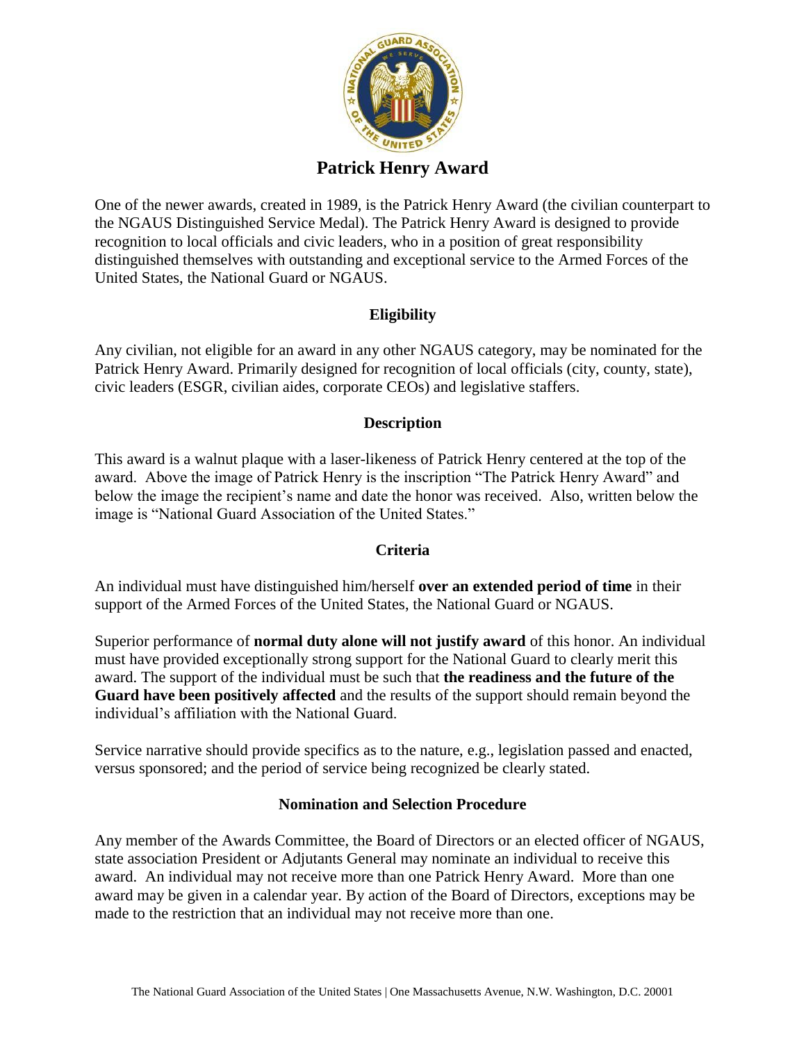# Patrick Henry Award

One of the newer awards, created in 1989, is the Patrick Henry Award (the civilian counterpart to the NGAUS Distinguished Service Medal). The Patrick Henry Award is designed to provide recognition to local officials and civic leaders, who in a position of great responsibility distinguished themselves with outstanding and exceptional service to the Armed Forces of the United States, the National Guard or NGAUS.

## Eligibility

Any civilian, not eligible for an award in any other NGAUS category, may be nominated for the Patrick Henry Award. Primarily designed for recognition of local officials (city, county, state), civic leaders (ESGR, civilian aides, corporate CEOs) and legislative staffers.

## Description

This award is a walnut plaque with a laser-likeness of Patrick Henry centered at the top of the award. Above the image of Patrick Henry is the inscription "The Patrick Henry Award" and below the image the recipient's name and date the honor was received. Also, written below the image is "National Guard Association of the United States."

## Criteria

An individual must have distinguished him/herself **over an extended period of time** in their support of the Armed Forces of the United States, the National Guard or NGAUS.

Superior performance of **normal duty alone will not justify award** of this honor. An individual must have provided exceptionally strong support for the National Guard to clearly merit this award. The support of the individual must be such that **the readiness and the future of the Guard have been positively affected** and the results of the support should remain beyond the individual's affiliation with the National Guard.

Service narrative should provide specifics as to the nature, e.g., legislation passed and enacted, versus sponsored; and the period of service being recognized be clearly stated.

## Nomination and Selection Procedure

Any member of the Awards Committee, the Board of Directors or an elected officer of NGAUS, state association President or Adjutants General may nominate an individual to receive this award. An individual may not receive more than one Patrick Henry Award. More than one award may be given in a calendar year. By action of the Board of Directors, exceptions may be made to the restriction that an individual may not receive more than one.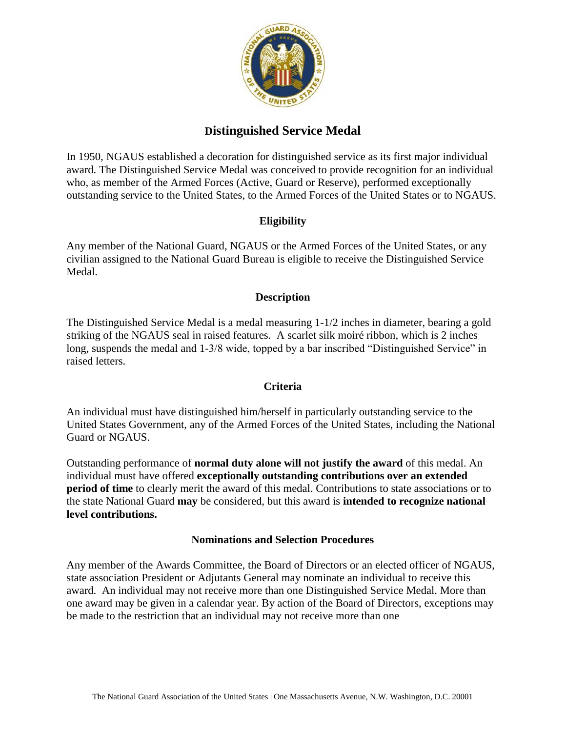# Distinguished Service Medal

In 1950, NGAUS established a decoration for distinguished service as its first major individual award. The Distinguished Service Medal was conceived to provide recognition for an individual who, as member of the Armed Forces (Active, Guard or Reserve), performed exceptionally outstanding service to the United States, to the Armed Forces of the United States or to NGAUS.

## Eligibility

Any member of the National Guard, NGAUS or the Armed Forces of the United States, or any civilian assigned to the National Guard Bureau is eligible to receive the Distinguished Service Medal.

## Description

The Distinguished Service Medal is a medal measuring 1-1/2 inches in diameter, bearing a gold striking of the NGAUS seal in raised features. A scarlet silk moiré ribbon, which is 2 inches long, suspends the medal and 1-3/8 wide, topped by a bar inscribed "Distinguished Service" in raised letters.

## Criteria

An individual must have distinguished him/herself in particularly outstanding service to the United States Government, any of the Armed Forces of the United States, including the National Guard or NGAUS.

Outstanding performance of **normal duty alone will not justify the award** of this medal. An individual must have offered **exceptionally outstanding contributions over an extended period of time** to clearly merit the award of this medal. Contributions to state associations or to the state National Guard **may** be considered, but this award is **intended to recognize national level contributions.**

## Nominations and Selection Procedures

Any member of the Awards Committee, the Board of Directors or an elected officer of NGAUS, state association President or Adjutants General may nominate an individual to receive this award. An individual may not receive more than one Distinguished Service Medal. More than one award may be given in a calendar year. By action of the Board of Directors, exceptions may be made to the restriction that an individual may not receive more than one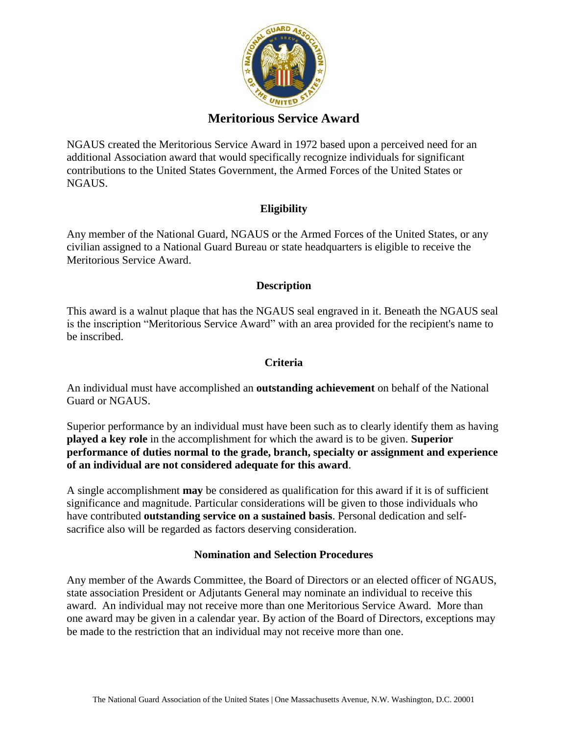# Meritorious Service Award

NGAUS created the Meritorious Service Award in 1972 based upon a perceived need for an additional Association award that would specifically recognize individuals for significant contributions to the United States Government, the Armed Forces of the United States or NGAUS.

## Eligibility

Any member of the National Guard, NGAUS or the Armed Forces of the United States, or any civilian assigned to a National Guard Bureau or state headquarters is eligible to receive the Meritorious Service Award.

## Description

This award is a walnut plaque that has the NGAUS seal engraved in it. Beneath the NGAUS seal is the inscription "Meritorious Service Award" with an area provided for the recipient's name to be inscribed.

## Criteria

An individual must have accomplished an **outstanding achievement** on behalf of the National Guard or NGAUS.

Superior performance by an individual must have been such as to clearly identify them as having **played a key role** in the accomplishment for which the award is to be given. **Superior performance of duties normal to the grade, branch, specialty or assignment and experience of an individual are not considered adequate for this award**.

A single accomplishment **may** be considered as qualification for this award if it is of sufficient significance and magnitude. Particular considerations will be given to those individuals who have contributed **outstanding service on a sustained basis**. Personal dedication and self-sacrifice also will be regarded as factors deserving consideration.

## Nomination and Selection Procedures

Any member of the Awards Committee, the Board of Directors or an elected officer of NGAUS, state association President or Adjutants General may nominate an individual to receive this award. An individual may not receive more than one Meritorious Service Award. More than one award may be given in a calendar year. By action of the Board of Directors, exceptions may be made to the restriction that an individual may not receive more than one.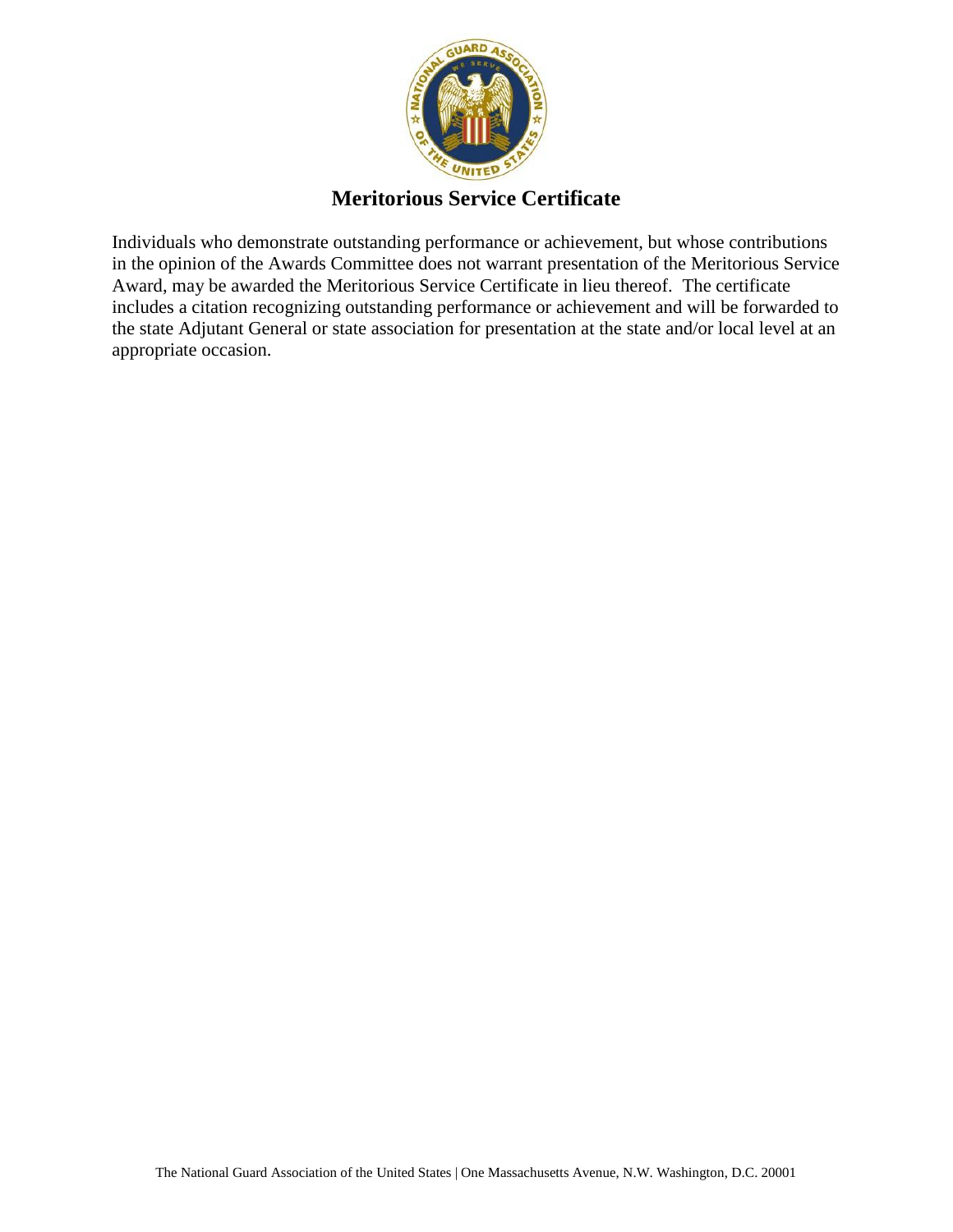# Meritorious Service Certificate

Individuals who demonstrate outstanding performance or achievement, but whose contributions in the opinion of the Awards Committee does not warrant presentation of the Meritorious Service Award, may be awarded the Meritorious Service Certificate in lieu thereof. The certificate includes a citation recognizing outstanding performance or achievement and will be forwarded to the state Adjutant General or state association for presentation at the state and/or local level at an appropriate occasion.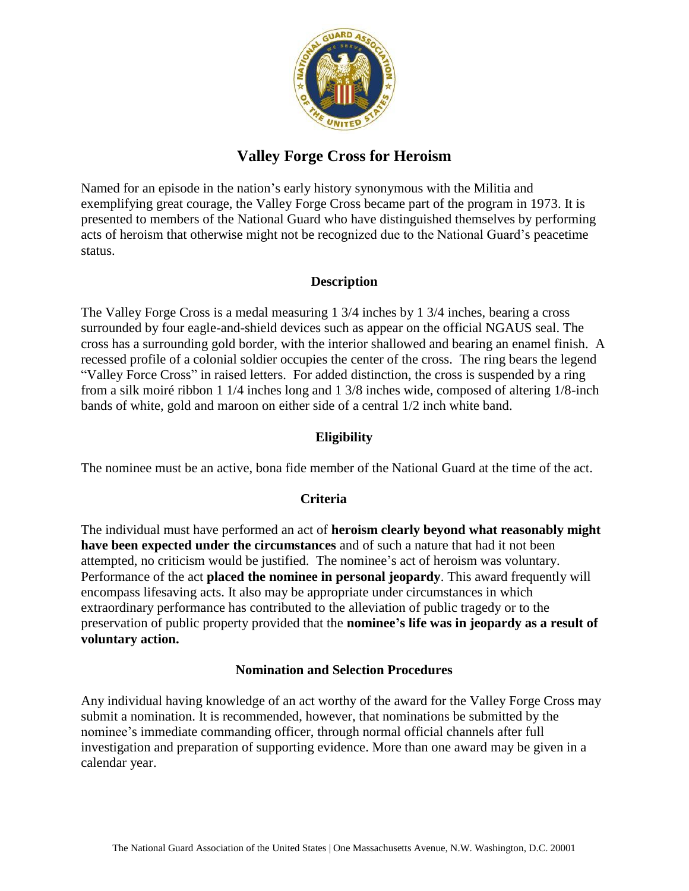# Valley Forge Cross for Heroism

Named for an episode in the nation's early history synonymous with the Militia and exemplifying great courage, the Valley Forge Cross became part of the program in 1973. It is presented to members of the National Guard who have distinguished themselves by performing acts of heroism that otherwise might not be recognized due to the National Guard's peacetime status.

## Description

The Valley Forge Cross is a medal measuring 1 3/4 inches by 1 3/4 inches, bearing a cross surrounded by four eagle-and-shield devices such as appear on the official NGAUS seal. The cross has a surrounding gold border, with the interior shallowed and bearing an enamel finish. A recessed profile of a colonial soldier occupies the center of the cross. The ring bears the legend "Valley Force Cross" in raised letters. For added distinction, the cross is suspended by a ring from a silk moiré ribbon 1 1/4 inches long and 1 3/8 inches wide, composed of altering 1/8-inch bands of white, gold and maroon on either side of a central 1/2 inch white band.

## Eligibility

The nominee must be an active, bona fide member of the National Guard at the time of the act.

## Criteria

The individual must have performed an act of **heroism clearly beyond what reasonably might have been expected under the circumstances** and of such a nature that had it not been attempted, no criticism would be justified. The nominee's act of heroism was voluntary. Performance of the act **placed the nominee in personal jeopardy**. This award frequently will encompass lifesaving acts. It also may be appropriate under circumstances in which extraordinary performance has contributed to the alleviation of public tragedy or to the preservation of public property provided that the **nominee's life was in jeopardy as a result of voluntary action.**

## Nomination and Selection Procedures

Any individual having knowledge of an act worthy of the award for the Valley Forge Cross may submit a nomination. It is recommended, however, that nominations be submitted by the nominee's immediate commanding officer, through normal official channels after full investigation and preparation of supporting evidence. More than one award may be given in a calendar year.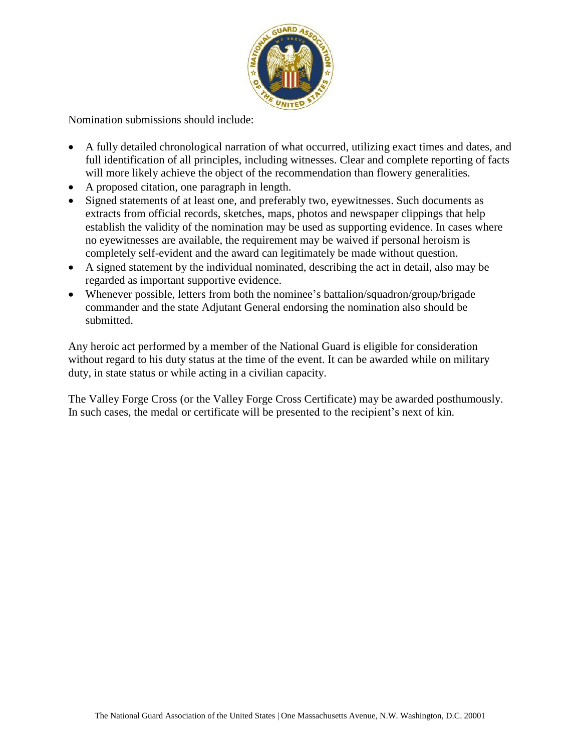Nomination submissions should include:

- A fully detailed chronological narration of what occurred, utilizing exact times and dates, and full identification of all principles, including witnesses. Clear and complete reporting of facts will more likely achieve the object of the recommendation than flowery generalities.
- A proposed citation, one paragraph in length.
- Signed statements of at least one, and preferably two, eyewitnesses. Such documents as extracts from official records, sketches, maps, photos and newspaper clippings that help establish the validity of the nomination may be used as supporting evidence. In cases where no eyewitnesses are available, the requirement may be waived if personal heroism is completely self-evident and the award can legitimately be made without question.
- A signed statement by the individual nominated, describing the act in detail, also may be regarded as important supportive evidence.
- Whenever possible, letters from both the nominee's battalion/squadron/group/brigade commander and the state Adjutant General endorsing the nomination also should be submitted.

Any heroic act performed by a member of the National Guard is eligible for consideration without regard to his duty status at the time of the event. It can be awarded while on military duty, in state status or while acting in a civilian capacity.

The Valley Forge Cross (or the Valley Forge Cross Certificate) may be awarded posthumously. In such cases, the medal or certificate will be presented to the recipient's next of kin.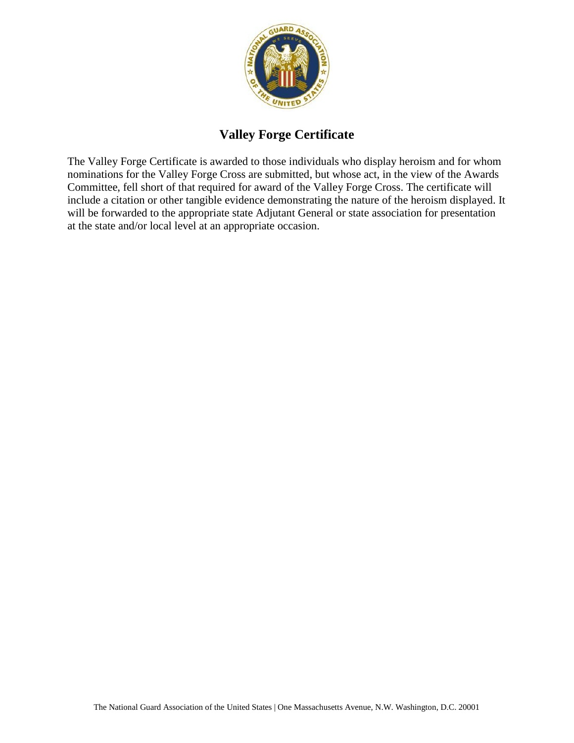## Valley Forge Certificate

The Valley Forge Certificate is awarded to those individuals who display heroism and for whom nominations for the Valley Forge Cross are submitted, but whose act, in the view of the Awards Committee, fell short of that required for award of the Valley Forge Cross. The certificate will include a citation or other tangible evidence demonstrating the nature of the heroism displayed. It will be forwarded to the appropriate state Adjutant General or state association for presentation at the state and/or local level at an appropriate occasion.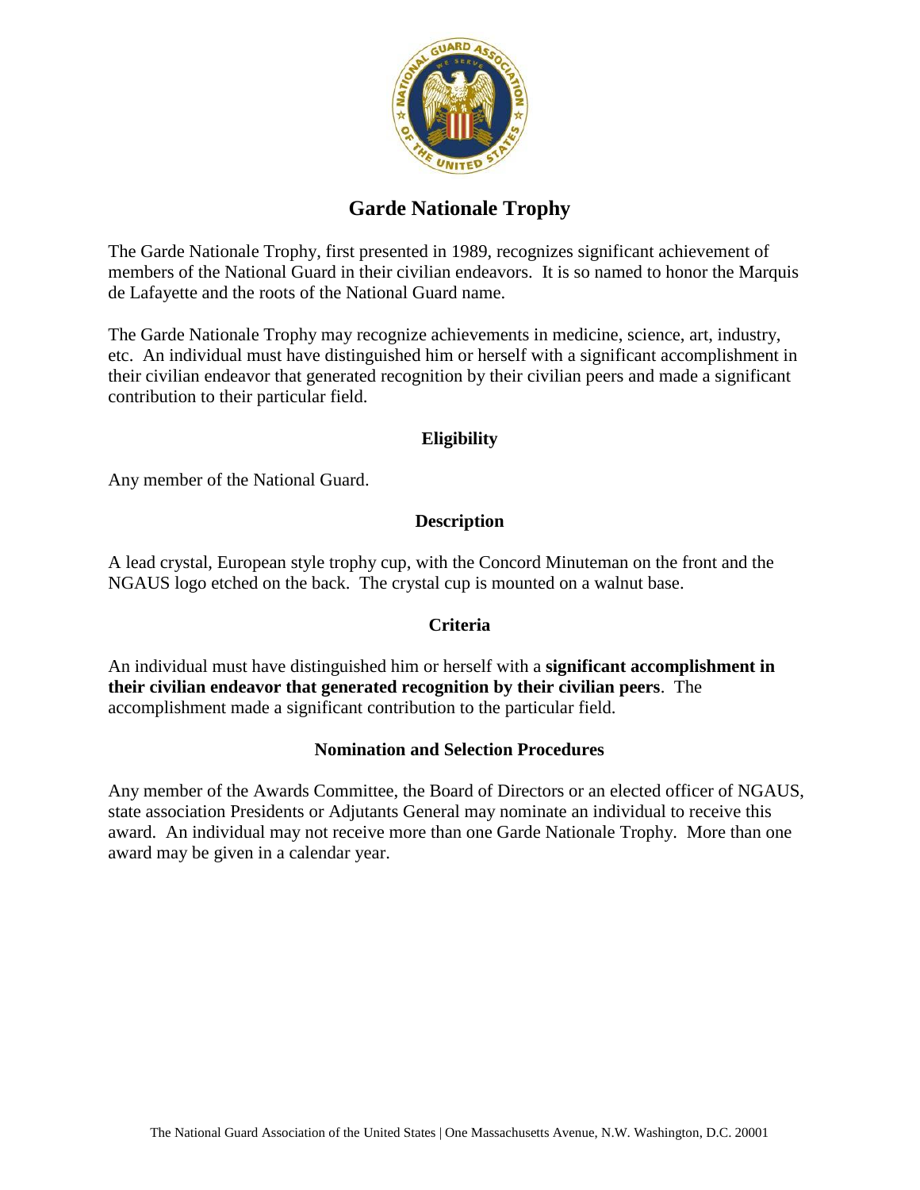# Garde Nationale Trophy

The Garde Nationale Trophy, first presented in 1989, recognizes significant achievement of members of the National Guard in their civilian endeavors. It is so named to honor the Marquis de Lafayette and the roots of the National Guard name.

The Garde Nationale Trophy may recognize achievements in medicine, science, art, industry, etc. An individual must have distinguished him or herself with a significant accomplishment in their civilian endeavor that generated recognition by their civilian peers and made a significant contribution to their particular field.

## Eligibility

Any member of the National Guard.

## Description

A lead crystal, European style trophy cup, with the Concord Minuteman on the front and the NGAUS logo etched on the back. The crystal cup is mounted on a walnut base.

## Criteria

An individual must have distinguished him or herself with a **significant accomplishment in their civilian endeavor that generated recognition by their civilian peers**. The accomplishment made a significant contribution to the particular field.

## Nomination and Selection Procedures

Any member of the Awards Committee, the Board of Directors or an elected officer of NGAUS, state association Presidents or Adjutants General may nominate an individual to receive this award. An individual may not receive more than one Garde Nationale Trophy. More than one award may be given in a calendar year.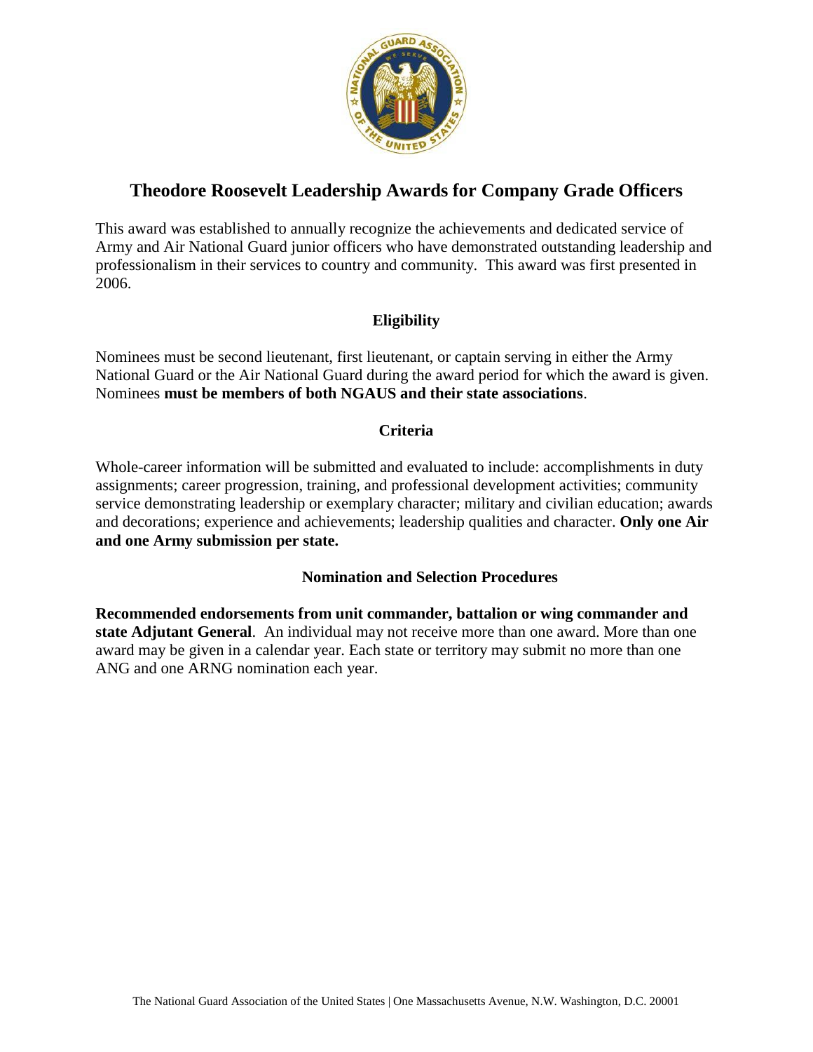# Theodore Roosevelt Leadership Awards for Company Grade Officers

This award was established to annually recognize the achievements and dedicated service of Army and Air National Guard junior officers who have demonstrated outstanding leadership and professionalism in their services to country and community. This award was first presented in 2006.

## Eligibility

Nominees must be second lieutenant, first lieutenant, or captain serving in either the Army National Guard or the Air National Guard during the award period for which the award is given. Nominees **must be members of both NGAUS and their state associations**.

## Criteria

Whole-career information will be submitted and evaluated to include: accomplishments in duty assignments; career progression, training, and professional development activities; community service demonstrating leadership or exemplary character; military and civilian education; awards and decorations; experience and achievements; leadership qualities and character. **Only one Air and one Army submission per state.**

## Nomination and Selection Procedures

**Recommended endorsements from unit commander, battalion or wing commander and state Adjutant General**. An individual may not receive more than one award. More than one award may be given in a calendar year. Each state or territory may submit no more than one ANG and one ARNG nomination each year.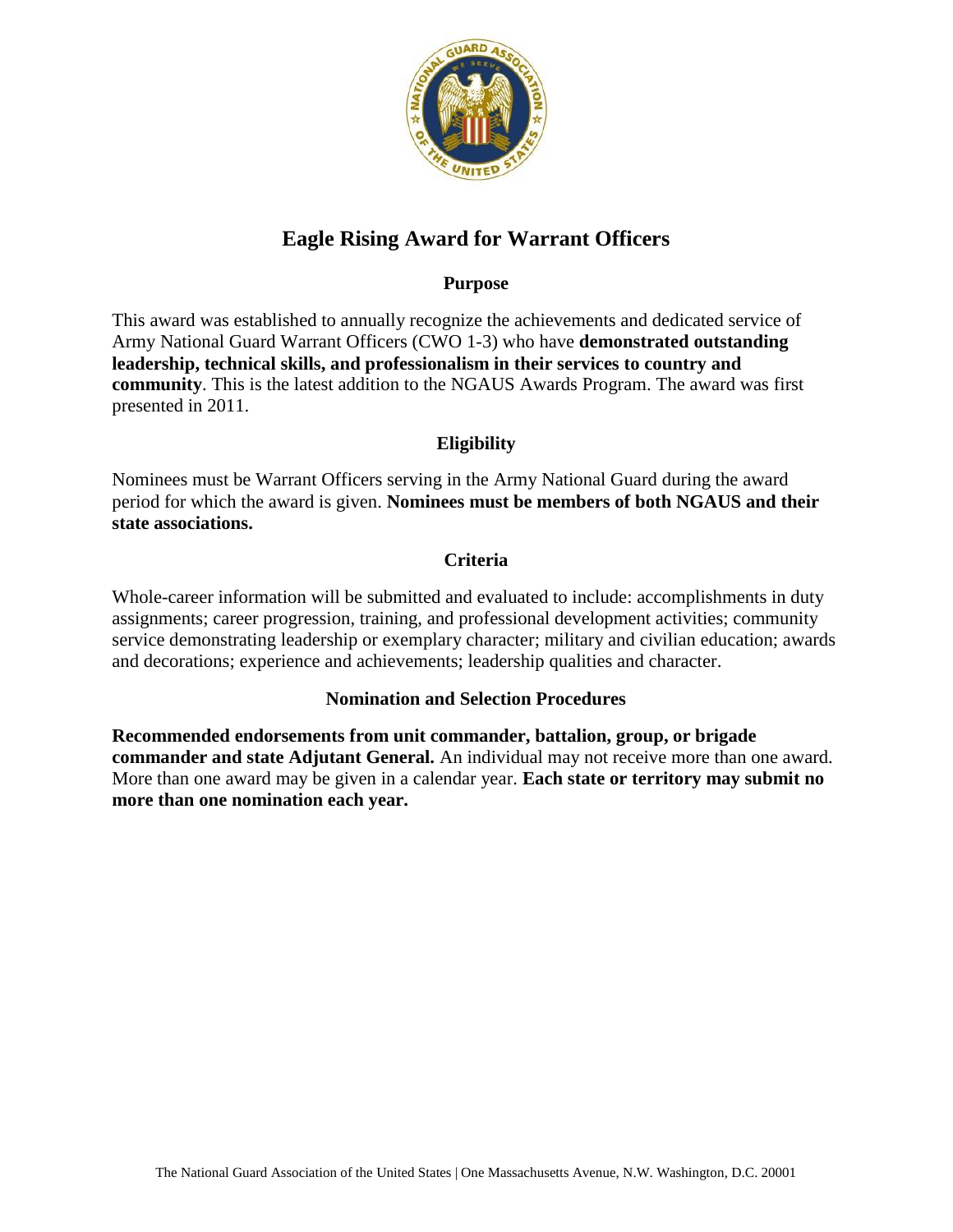# Eagle Rising Award for Warrant Officers

## Purpose

This award was established to annually recognize the achievements and dedicated service of Army National Guard Warrant Officers (CWO 1-3) who have **demonstrated outstanding leadership, technical skills, and professionalism in their services to country and community**. This is the latest addition to the NGAUS Awards Program. The award was first presented in 2011.

## Eligibility

Nominees must be Warrant Officers serving in the Army National Guard during the award period for which the award is given. **Nominees must be members of both NGAUS and their state associations.**

## Criteria

Whole-career information will be submitted and evaluated to include: accomplishments in duty assignments; career progression, training, and professional development activities; community service demonstrating leadership or exemplary character; military and civilian education; awards and decorations; experience and achievements; leadership qualities and character.

## Nomination and Selection Procedures

**Recommended endorsements from unit commander, battalion, group, or brigade commander and state Adjutant General.** An individual may not receive more than one award. More than one award may be given in a calendar year. **Each state or territory may submit no more than one nomination each year.**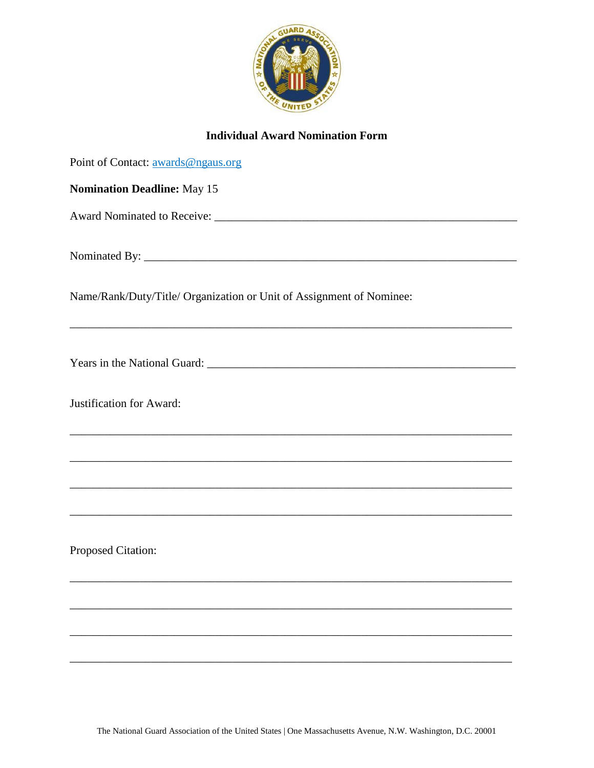**Individual Award Nomination Form**

Point of Contact: awards@ngaus.org

**Nomination Deadline:** May 15

Award Nominated to Receive: ____________________________________________________

Nominated By: ____________________________________________________________

Name/Rank/Duty/Title/ Organization or Unit of Assignment of Nominee:

______________________________________________________________________________

Years in the National Guard: ____________________________________________________

Justification for Award:

______________________________________________________________________________

______________________________________________________________________________

______________________________________________________________________________

______________________________________________________________________________

Proposed Citation:

______________________________________________________________________________

______________________________________________________________________________

______________________________________________________________________________

______________________________________________________________________________

The National Guard Association of the United States | One Massachusetts Avenue, N.W. Washington, D.C. 20001